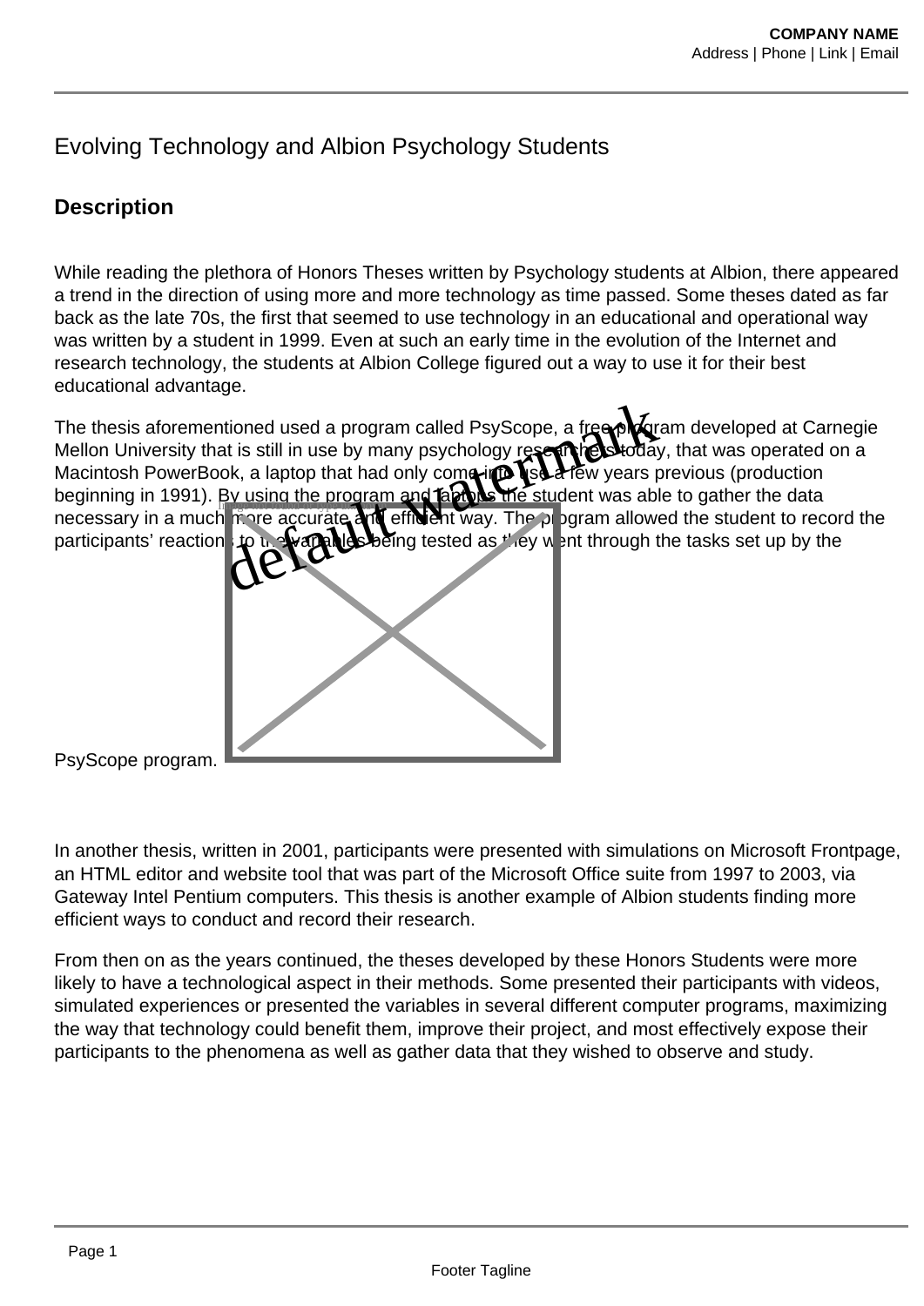# Evolving Technology and Albion Psychology Students

## Description

While reading the plethora of Honors Theses written by Psychology students at Albion, there appeared a trend in the direction of using more and more technology as time passed. Some theses dated as far back as the late 70s, the first that seemed to use technology in an educational and operational way was written by a student in 1999. Even at such an early time in the evolution of the Internet and research technology, the students at Albion College figured out a way to use it for their best educational advantage.

The thesis aforementioned used a program called PsyScope, a free program developed at Carnegie Mellon University that is still in use by many psychology researchers today, that was operated on a Macintosh PowerBook, a laptop that had only come into use a few years previous (production beginning in 1991). By using the program and laptops the student was able to gather the data necessary in a much more accurate and efficient way. The program allowed the student to record the participants' reactions to the variables being tested as they went through the tasks set up by the PsyScope program.

In another thesis, written in 2001, participants were presented with simulations on Microsoft Frontpage, an HTML editor and website tool that was part of the Microsoft Office suite from 1997 to 2003, via Gateway Intel Pentium computers. This thesis is another example of Albion students finding more efficient ways to conduct and record their research.

From then on as the years continued, the theses developed by these Honors Students were more likely to have a technological aspect in their methods. Some presented their participants with videos, simulated experiences or presented the variables in several different computer programs, maximizing the way that technology could benefit them, improve their project, and most effectively expose their participants to the phenomena as well as gather data that they wished to observe and study.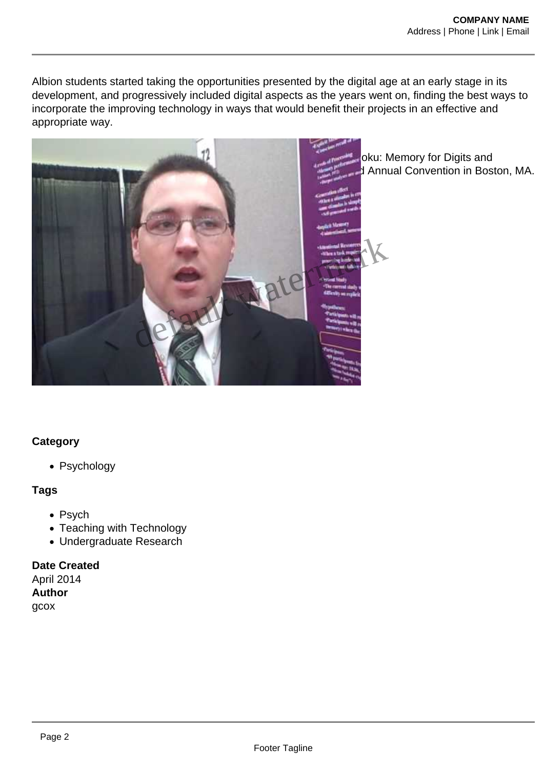Albion students started taking the opportunities presented by the digital age at an early stage in its development, and progressively included digital aspects as the years went on, finding the best ways to incorporate the improving technology in ways that would benefit their projects in an effective and appropriate way.

oku: Memory for Digits and
d Annual Convention in Boston, MA.

**Category**

- Psychology

**Tags**

- Psych
- Teaching with Technology
- Undergraduate Research

**Date Created**
April 2014
**Author**
gcox